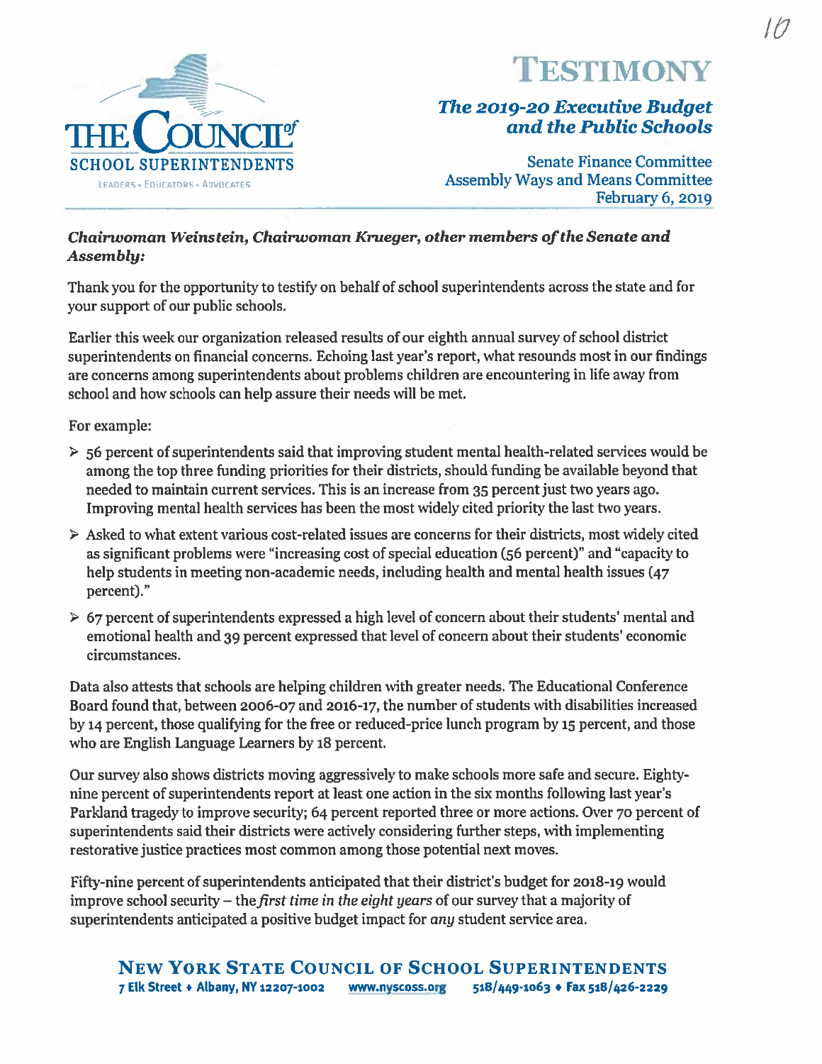# TESTIMONY

## *The 2019-20 Executive Budget and the Public Schools*

Senate Finance Committee
Assembly Ways and Means Committee
February 6, 2019

***Chairwoman Weinstein, Chairwoman Krueger, other members of the Senate and Assembly:***

Thank you for the opportunity to testify on behalf of school superintendents across the state and for your support of our public schools.

Earlier this week our organization released results of our eighth annual survey of school district superintendents on financial concerns. Echoing last year's report, what resounds most in our findings are concerns among superintendents about problems children are encountering in life away from school and how schools can help assure their needs will be met.

For example:

- 56 percent of superintendents said that improving student mental health-related services would be among the top three funding priorities for their districts, should funding be available beyond that needed to maintain current services. This is an increase from 35 percent just two years ago. Improving mental health services has been the most widely cited priority the last two years.
- Asked to what extent various cost-related issues are concerns for their districts, most widely cited as significant problems were "increasing cost of special education (56 percent)" and "capacity to help students in meeting non-academic needs, including health and mental health issues (47 percent)."
- 67 percent of superintendents expressed a high level of concern about their students' mental and emotional health and 39 percent expressed that level of concern about their students' economic circumstances.

Data also attests that schools are helping children with greater needs. The Educational Conference Board found that, between 2006-07 and 2016-17, the number of students with disabilities increased by 14 percent, those qualifying for the free or reduced-price lunch program by 15 percent, and those who are English Language Learners by 18 percent.

Our survey also shows districts moving aggressively to make schools more safe and secure. Eighty-nine percent of superintendents report at least one action in the six months following last year's Parkland tragedy to improve security; 64 percent reported three or more actions. Over 70 percent of superintendents said their districts were actively considering further steps, with implementing restorative justice practices most common among those potential next moves.

Fifty-nine percent of superintendents anticipated that their district's budget for 2018-19 would improve school security – the *first time in the eight years* of our survey that a majority of superintendents anticipated a positive budget impact for *any* student service area.

**NEW YORK STATE COUNCIL OF SCHOOL SUPERINTENDENTS**
**7 Elk Street • Albany, NY 12207-1002 www.nyscoss.org 518/449-1063 • Fax 518/426-2229**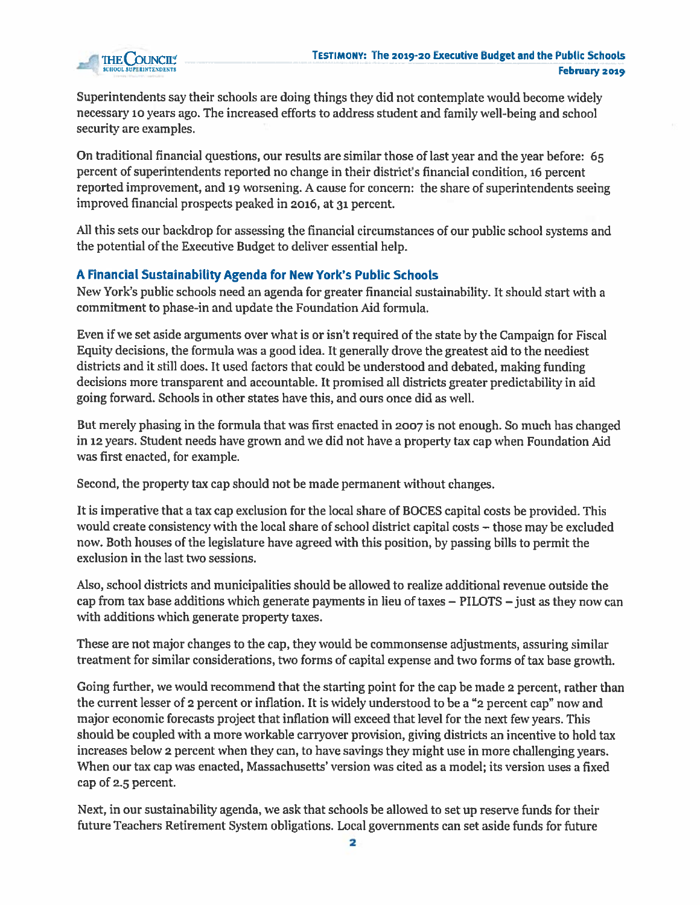Superintendents say their schools are doing things they did not contemplate would become widely necessary 10 years ago. The increased efforts to address student and family well-being and school security are examples.

On traditional financial questions, our results are similar those of last year and the year before: 65 percent of superintendents reported no change in their district's financial condition, 16 percent reported improvement, and 19 worsening. A cause for concern: the share of superintendents seeing improved financial prospects peaked in 2016, at 31 percent.

All this sets our backdrop for assessing the financial circumstances of our public school systems and the potential of the Executive Budget to deliver essential help.

## A Financial Sustainability Agenda for New York's Public Schools

New York's public schools need an agenda for greater financial sustainability. It should start with a commitment to phase-in and update the Foundation Aid formula.

Even if we set aside arguments over what is or isn't required of the state by the Campaign for Fiscal Equity decisions, the formula was a good idea. It generally drove the greatest aid to the neediest districts and it still does. It used factors that could be understood and debated, making funding decisions more transparent and accountable. It promised all districts greater predictability in aid going forward. Schools in other states have this, and ours once did as well.

But merely phasing in the formula that was first enacted in 2007 is not enough. So much has changed in 12 years. Student needs have grown and we did not have a property tax cap when Foundation Aid was first enacted, for example.

Second, the property tax cap should not be made permanent without changes.

It is imperative that a tax cap exclusion for the local share of BOCES capital costs be provided. This would create consistency with the local share of school district capital costs – those may be excluded now. Both houses of the legislature have agreed with this position, by passing bills to permit the exclusion in the last two sessions.

Also, school districts and municipalities should be allowed to realize additional revenue outside the cap from tax base additions which generate payments in lieu of taxes – PILOTS – just as they now can with additions which generate property taxes.

These are not major changes to the cap, they would be commonsense adjustments, assuring similar treatment for similar considerations, two forms of capital expense and two forms of tax base growth.

Going further, we would recommend that the starting point for the cap be made 2 percent, rather than the current lesser of 2 percent or inflation. It is widely understood to be a "2 percent cap" now and major economic forecasts project that inflation will exceed that level for the next few years. This should be coupled with a more workable carryover provision, giving districts an incentive to hold tax increases below 2 percent when they can, to have savings they might use in more challenging years. When our tax cap was enacted, Massachusetts' version was cited as a model; its version uses a fixed cap of 2.5 percent.

Next, in our sustainability agenda, we ask that schools be allowed to set up reserve funds for their future Teachers Retirement System obligations. Local governments can set aside funds for future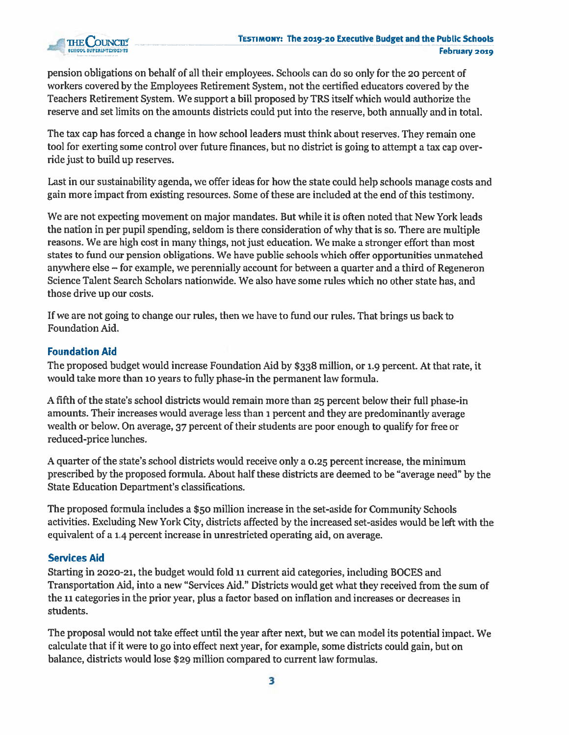pension obligations on behalf of all their employees. Schools can do so only for the 20 percent of workers covered by the Employees Retirement System, not the certified educators covered by the Teachers Retirement System. We support a bill proposed by TRS itself which would authorize the reserve and set limits on the amounts districts could put into the reserve, both annually and in total.

The tax cap has forced a change in how school leaders must think about reserves. They remain one tool for exerting some control over future finances, but no district is going to attempt a tax cap over-ride just to build up reserves.

Last in our sustainability agenda, we offer ideas for how the state could help schools manage costs and gain more impact from existing resources. Some of these are included at the end of this testimony.

We are not expecting movement on major mandates. But while it is often noted that New York leads the nation in per pupil spending, seldom is there consideration of why that is so. There are multiple reasons. We are high cost in many things, not just education. We make a stronger effort than most states to fund our pension obligations. We have public schools which offer opportunities unmatched anywhere else – for example, we perennially account for between a quarter and a third of Regeneron Science Talent Search Scholars nationwide. We also have some rules which no other state has, and those drive up our costs.

If we are not going to change our rules, then we have to fund our rules. That brings us back to Foundation Aid.

## Foundation Aid

The proposed budget would increase Foundation Aid by $338 million, or 1.9 percent. At that rate, it would take more than 10 years to fully phase-in the permanent law formula.

A fifth of the state's school districts would remain more than 25 percent below their full phase-in amounts. Their increases would average less than 1 percent and they are predominantly average wealth or below. On average, 37 percent of their students are poor enough to qualify for free or reduced-price lunches.

A quarter of the state's school districts would receive only a 0.25 percent increase, the minimum prescribed by the proposed formula. About half these districts are deemed to be "average need" by the State Education Department's classifications.

The proposed formula includes a $50 million increase in the set-aside for Community Schools activities. Excluding New York City, districts affected by the increased set-asides would be left with the equivalent of a 1.4 percent increase in unrestricted operating aid, on average.

## Services Aid

Starting in 2020-21, the budget would fold 11 current aid categories, including BOCES and Transportation Aid, into a new "Services Aid." Districts would get what they received from the sum of the 11 categories in the prior year, plus a factor based on inflation and increases or decreases in students.

The proposal would not take effect until the year after next, but we can model its potential impact. We calculate that if it were to go into effect next year, for example, some districts could gain, but on balance, districts would lose $29 million compared to current law formulas.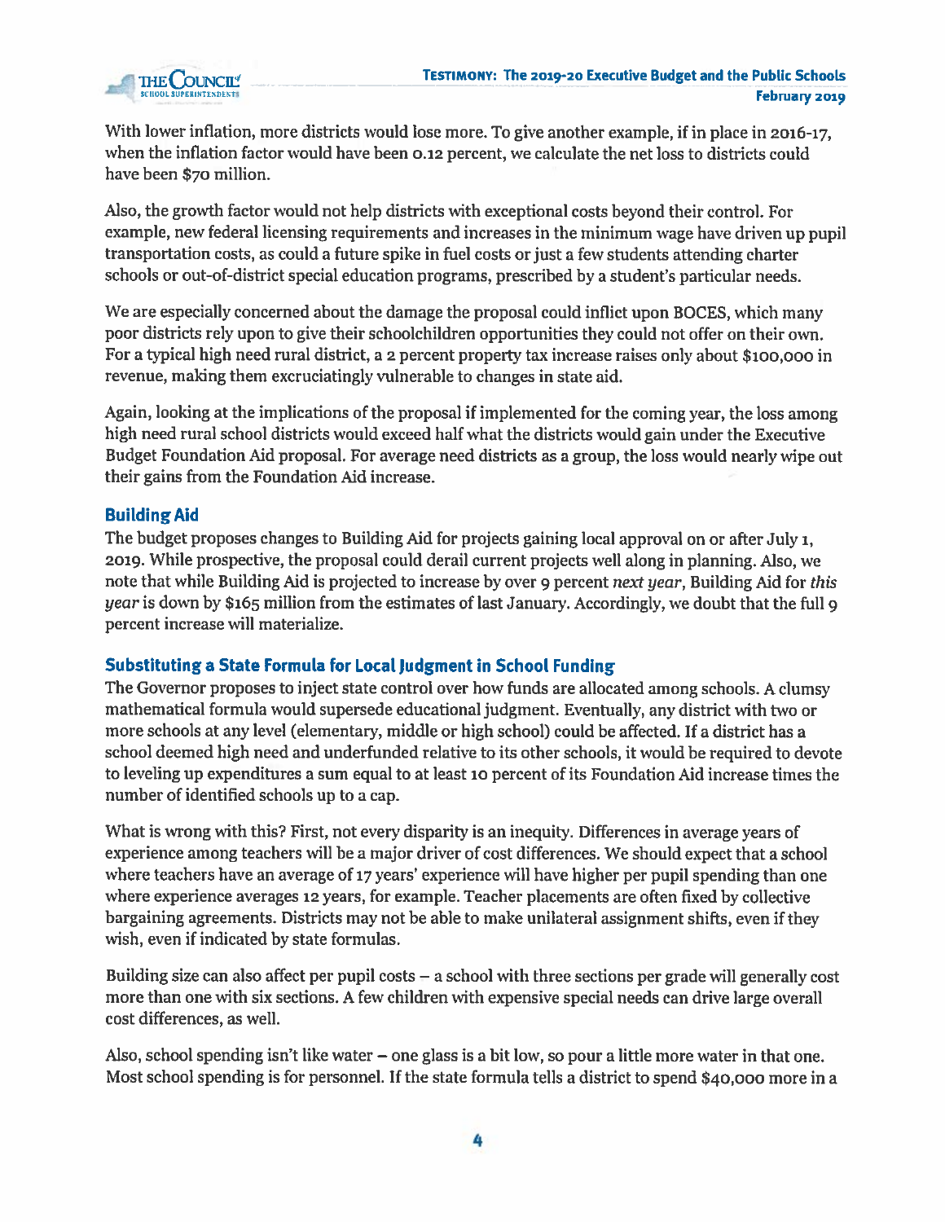With lower inflation, more districts would lose more. To give another example, if in place in 2016-17, when the inflation factor would have been 0.12 percent, we calculate the net loss to districts could have been $70 million.

Also, the growth factor would not help districts with exceptional costs beyond their control. For example, new federal licensing requirements and increases in the minimum wage have driven up pupil transportation costs, as could a future spike in fuel costs or just a few students attending charter schools or out-of-district special education programs, prescribed by a student's particular needs.

We are especially concerned about the damage the proposal could inflict upon BOCES, which many poor districts rely upon to give their schoolchildren opportunities they could not offer on their own. For a typical high need rural district, a 2 percent property tax increase raises only about $100,000 in revenue, making them excruciatingly vulnerable to changes in state aid.

Again, looking at the implications of the proposal if implemented for the coming year, the loss among high need rural school districts would exceed half what the districts would gain under the Executive Budget Foundation Aid proposal. For average need districts as a group, the loss would nearly wipe out their gains from the Foundation Aid increase.

### Building Aid

The budget proposes changes to Building Aid for projects gaining local approval on or after July 1, 2019. While prospective, the proposal could derail current projects well along in planning. Also, we note that while Building Aid is projected to increase by over 9 percent *next year*, Building Aid for *this year* is down by $165 million from the estimates of last January. Accordingly, we doubt that the full 9 percent increase will materialize.

### Substituting a State Formula for Local Judgment in School Funding

The Governor proposes to inject state control over how funds are allocated among schools. A clumsy mathematical formula would supersede educational judgment. Eventually, any district with two or more schools at any level (elementary, middle or high school) could be affected. If a district has a school deemed high need and underfunded relative to its other schools, it would be required to devote to leveling up expenditures a sum equal to at least 10 percent of its Foundation Aid increase times the number of identified schools up to a cap.

What is wrong with this? First, not every disparity is an inequity. Differences in average years of experience among teachers will be a major driver of cost differences. We should expect that a school where teachers have an average of 17 years' experience will have higher per pupil spending than one where experience averages 12 years, for example. Teacher placements are often fixed by collective bargaining agreements. Districts may not be able to make unilateral assignment shifts, even if they wish, even if indicated by state formulas.

Building size can also affect per pupil costs – a school with three sections per grade will generally cost more than one with six sections. A few children with expensive special needs can drive large overall cost differences, as well.

Also, school spending isn't like water – one glass is a bit low, so pour a little more water in that one. Most school spending is for personnel. If the state formula tells a district to spend $40,000 more in a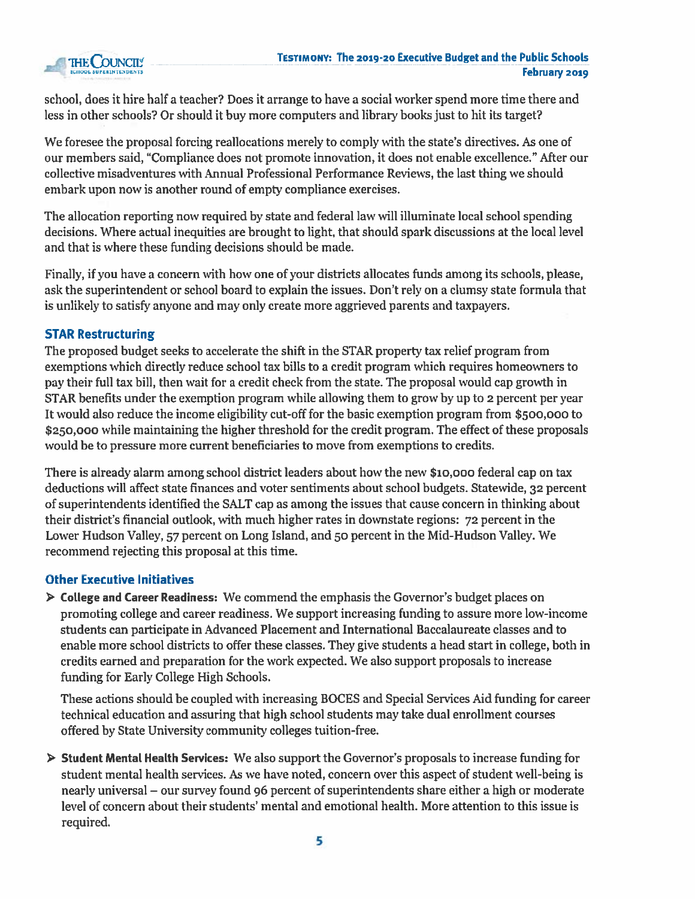school, does it hire half a teacher? Does it arrange to have a social worker spend more time there and less in other schools? Or should it buy more computers and library books just to hit its target?

We foresee the proposal forcing reallocations merely to comply with the state's directives. As one of our members said, "Compliance does not promote innovation, it does not enable excellence." After our collective misadventures with Annual Professional Performance Reviews, the last thing we should embark upon now is another round of empty compliance exercises.

The allocation reporting now required by state and federal law will illuminate local school spending decisions. Where actual inequities are brought to light, that should spark discussions at the local level and that is where these funding decisions should be made.

Finally, if you have a concern with how one of your districts allocates funds among its schools, please, ask the superintendent or school board to explain the issues. Don't rely on a clumsy state formula that is unlikely to satisfy anyone and may only create more aggrieved parents and taxpayers.

### STAR Restructuring

The proposed budget seeks to accelerate the shift in the STAR property tax relief program from exemptions which directly reduce school tax bills to a credit program which requires homeowners to pay their full tax bill, then wait for a credit check from the state. The proposal would cap growth in STAR benefits under the exemption program while allowing them to grow by up to 2 percent per year It would also reduce the income eligibility cut-off for the basic exemption program from $500,000 to $250,000 while maintaining the higher threshold for the credit program. The effect of these proposals would be to pressure more current beneficiaries to move from exemptions to credits.

There is already alarm among school district leaders about how the new $10,000 federal cap on tax deductions will affect state finances and voter sentiments about school budgets. Statewide, 32 percent of superintendents identified the SALT cap as among the issues that cause concern in thinking about their district's financial outlook, with much higher rates in downstate regions: 72 percent in the Lower Hudson Valley, 57 percent on Long Island, and 50 percent in the Mid-Hudson Valley. We recommend rejecting this proposal at this time.

### Other Executive Initiatives

- **College and Career Readiness:** We commend the emphasis the Governor's budget places on promoting college and career readiness. We support increasing funding to assure more low-income students can participate in Advanced Placement and International Baccalaureate classes and to enable more school districts to offer these classes. They give students a head start in college, both in credits earned and preparation for the work expected. We also support proposals to increase funding for Early College High Schools.

  These actions should be coupled with increasing BOCES and Special Services Aid funding for career technical education and assuring that high school students may take dual enrollment courses offered by State University community colleges tuition-free.

- **Student Mental Health Services:** We also support the Governor's proposals to increase funding for student mental health services. As we have noted, concern over this aspect of student well-being is nearly universal – our survey found 96 percent of superintendents share either a high or moderate level of concern about their students' mental and emotional health. More attention to this issue is required.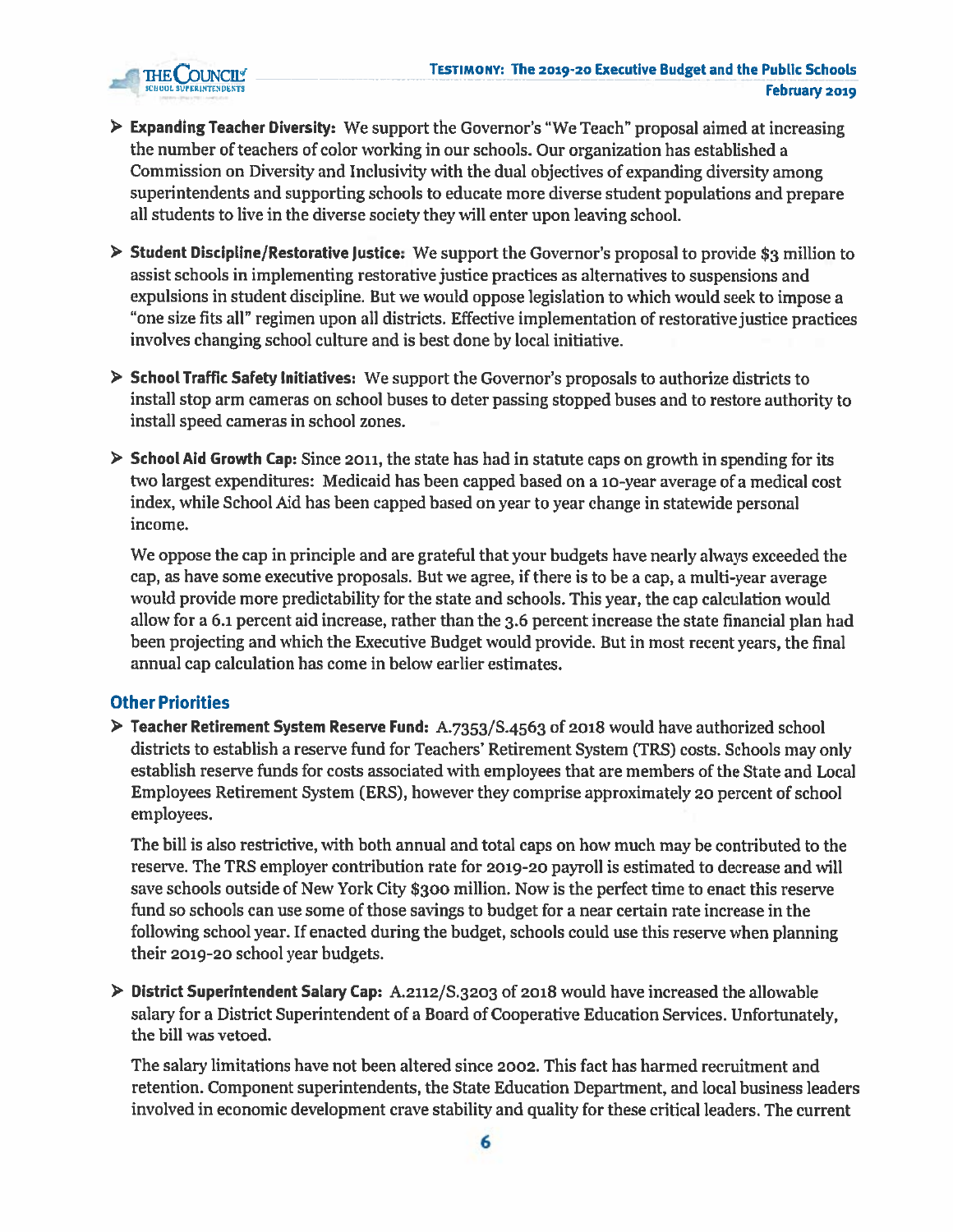- **Expanding Teacher Diversity:** We support the Governor's "We Teach" proposal aimed at increasing the number of teachers of color working in our schools. Our organization has established a Commission on Diversity and Inclusivity with the dual objectives of expanding diversity among superintendents and supporting schools to educate more diverse student populations and prepare all students to live in the diverse society they will enter upon leaving school.

- **Student Discipline/Restorative Justice:** We support the Governor's proposal to provide $3 million to assist schools in implementing restorative justice practices as alternatives to suspensions and expulsions in student discipline. But we would oppose legislation to which would seek to impose a "one size fits all" regimen upon all districts. Effective implementation of restorative justice practices involves changing school culture and is best done by local initiative.

- **School Traffic Safety Initiatives:** We support the Governor's proposals to authorize districts to install stop arm cameras on school buses to deter passing stopped buses and to restore authority to install speed cameras in school zones.

- **School Aid Growth Cap:** Since 2011, the state has had in statute caps on growth in spending for its two largest expenditures: Medicaid has been capped based on a 10-year average of a medical cost index, while School Aid has been capped based on year to year change in statewide personal income.

  We oppose the cap in principle and are grateful that your budgets have nearly always exceeded the cap, as have some executive proposals. But we agree, if there is to be a cap, a multi-year average would provide more predictability for the state and schools. This year, the cap calculation would allow for a 6.1 percent aid increase, rather than the 3.6 percent increase the state financial plan had been projecting and which the Executive Budget would provide. But in most recent years, the final annual cap calculation has come in below earlier estimates.

## Other Priorities

- **Teacher Retirement System Reserve Fund:** A.7353/S.4563 of 2018 would have authorized school districts to establish a reserve fund for Teachers' Retirement System (TRS) costs. Schools may only establish reserve funds for costs associated with employees that are members of the State and Local Employees Retirement System (ERS), however they comprise approximately 20 percent of school employees.

  The bill is also restrictive, with both annual and total caps on how much may be contributed to the reserve. The TRS employer contribution rate for 2019-20 payroll is estimated to decrease and will save schools outside of New York City $300 million. Now is the perfect time to enact this reserve fund so schools can use some of those savings to budget for a near certain rate increase in the following school year. If enacted during the budget, schools could use this reserve when planning their 2019-20 school year budgets.

- **District Superintendent Salary Cap:** A.2112/S.3203 of 2018 would have increased the allowable salary for a District Superintendent of a Board of Cooperative Education Services. Unfortunately, the bill was vetoed.

  The salary limitations have not been altered since 2002. This fact has harmed recruitment and retention. Component superintendents, the State Education Department, and local business leaders involved in economic development crave stability and quality for these critical leaders. The current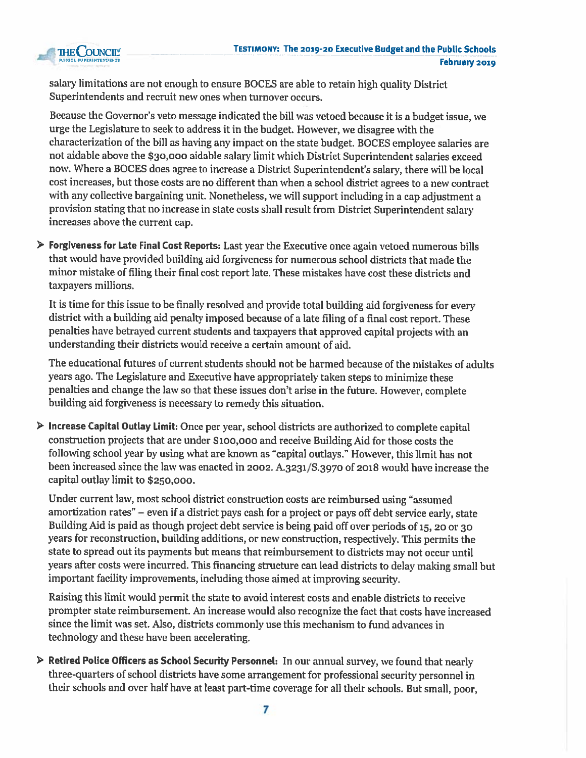salary limitations are not enough to ensure BOCES are able to retain high quality District Superintendents and recruit new ones when turnover occurs.

Because the Governor's veto message indicated the bill was vetoed because it is a budget issue, we urge the Legislature to seek to address it in the budget. However, we disagree with the characterization of the bill as having any impact on the state budget. BOCES employee salaries are not aidable above the $30,000 aidable salary limit which District Superintendent salaries exceed now. Where a BOCES does agree to increase a District Superintendent's salary, there will be local cost increases, but those costs are no different than when a school district agrees to a new contract with any collective bargaining unit. Nonetheless, we will support including in a cap adjustment a provision stating that no increase in state costs shall result from District Superintendent salary increases above the current cap.

- **Forgiveness for Late Final Cost Reports:** Last year the Executive once again vetoed numerous bills that would have provided building aid forgiveness for numerous school districts that made the minor mistake of filing their final cost report late. These mistakes have cost these districts and taxpayers millions.

  It is time for this issue to be finally resolved and provide total building aid forgiveness for every district with a building aid penalty imposed because of a late filing of a final cost report. These penalties have betrayed current students and taxpayers that approved capital projects with an understanding their districts would receive a certain amount of aid.

  The educational futures of current students should not be harmed because of the mistakes of adults years ago. The Legislature and Executive have appropriately taken steps to minimize these penalties and change the law so that these issues don't arise in the future. However, complete building aid forgiveness is necessary to remedy this situation.

- **Increase Capital Outlay Limit:** Once per year, school districts are authorized to complete capital construction projects that are under $100,000 and receive Building Aid for those costs the following school year by using what are known as "capital outlays." However, this limit has not been increased since the law was enacted in 2002. A.3231/S.3970 of 2018 would have increase the capital outlay limit to $250,000.

  Under current law, most school district construction costs are reimbursed using "assumed amortization rates" – even if a district pays cash for a project or pays off debt service early, state Building Aid is paid as though project debt service is being paid off over periods of 15, 20 or 30 years for reconstruction, building additions, or new construction, respectively. This permits the state to spread out its payments but means that reimbursement to districts may not occur until years after costs were incurred. This financing structure can lead districts to delay making small but important facility improvements, including those aimed at improving security.

  Raising this limit would permit the state to avoid interest costs and enable districts to receive prompter state reimbursement. An increase would also recognize the fact that costs have increased since the limit was set. Also, districts commonly use this mechanism to fund advances in technology and these have been accelerating.

- **Retired Police Officers as School Security Personnel:** In our annual survey, we found that nearly three-quarters of school districts have some arrangement for professional security personnel in their schools and over half have at least part-time coverage for all their schools. But small, poor,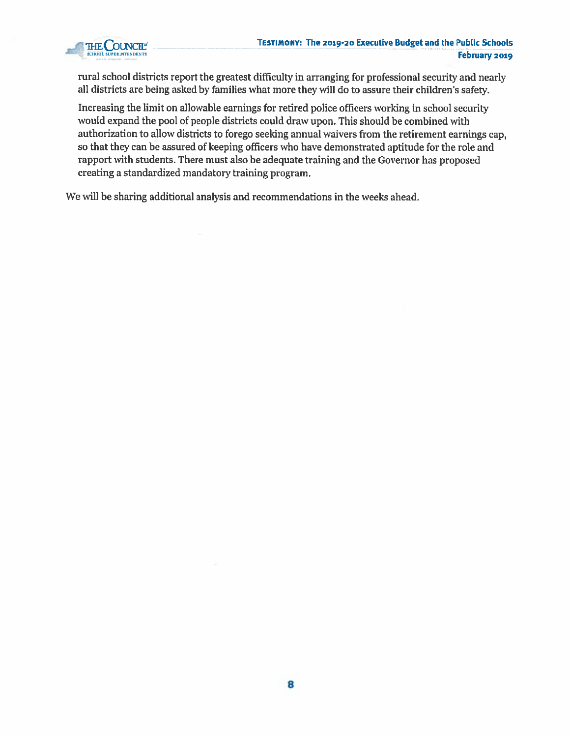rural school districts report the greatest difficulty in arranging for professional security and nearly all districts are being asked by families what more they will do to assure their children's safety.

Increasing the limit on allowable earnings for retired police officers working in school security would expand the pool of people districts could draw upon. This should be combined with authorization to allow districts to forego seeking annual waivers from the retirement earnings cap, so that they can be assured of keeping officers who have demonstrated aptitude for the role and rapport with students. There must also be adequate training and the Governor has proposed creating a standardized mandatory training program.

We will be sharing additional analysis and recommendations in the weeks ahead.